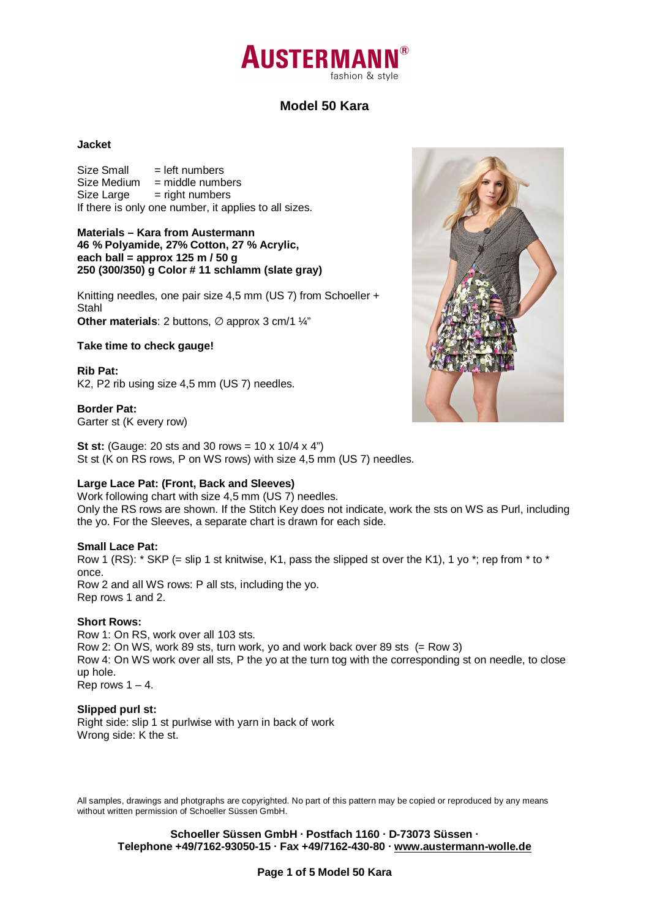# AUSTERMANN®
fashion & style

## Model 50 Kara

**Jacket**

Size Small = left numbers
Size Medium = middle numbers
Size Large = right numbers
If there is only one number, it applies to all sizes.

**Materials – Kara from Austermann**
**46 % Polyamide, 27% Cotton, 27 % Acrylic,**
**each ball = approx 125 m / 50 g**
**250 (300/350) g Color # 11 schlamm (slate gray)**

Knitting needles, one pair size 4,5 mm (US 7) from Schoeller + Stahl
**Other materials**: 2 buttons, ∅ approx 3 cm/1 ¼"

**Take time to check gauge!**

**Rib Pat:**
K2, P2 rib using size 4,5 mm (US 7) needles.

**Border Pat:**
Garter st (K every row)

**St st:** (Gauge: 20 sts and 30 rows = 10 x 10/4 x 4")
St st (K on RS rows, P on WS rows) with size 4,5 mm (US 7) needles.

**Large Lace Pat: (Front, Back and Sleeves)**
Work following chart with size 4,5 mm (US 7) needles.
Only the RS rows are shown. If the Stitch Key does not indicate, work the sts on WS as Purl, including the yo. For the Sleeves, a separate chart is drawn for each side.

**Small Lace Pat:**
Row 1 (RS): * SKP (= slip 1 st knitwise, K1, pass the slipped st over the K1), 1 yo *; rep from * to * once.
Row 2 and all WS rows: P all sts, including the yo.
Rep rows 1 and 2.

**Short Rows:**
Row 1: On RS, work over all 103 sts.
Row 2: On WS, work 89 sts, turn work, yo and work back over 89 sts (= Row 3)
Row 4: On WS work over all sts, P the yo at the turn tog with the corresponding st on needle, to close up hole.
Rep rows 1 – 4.

**Slipped purl st:**
Right side: slip 1 st purlwise with yarn in back of work
Wrong side: K the st.

All samples, drawings and photgraphs are copyrighted. No part of this pattern may be copied or reproduced by any means without written permission of Schoeller Süssen GmbH.

**Schoeller Süssen GmbH · Postfach 1160 · D-73073 Süssen ·**
**Telephone +49/7162-93050-15 · Fax +49/7162-430-80 · www.austermann-wolle.de**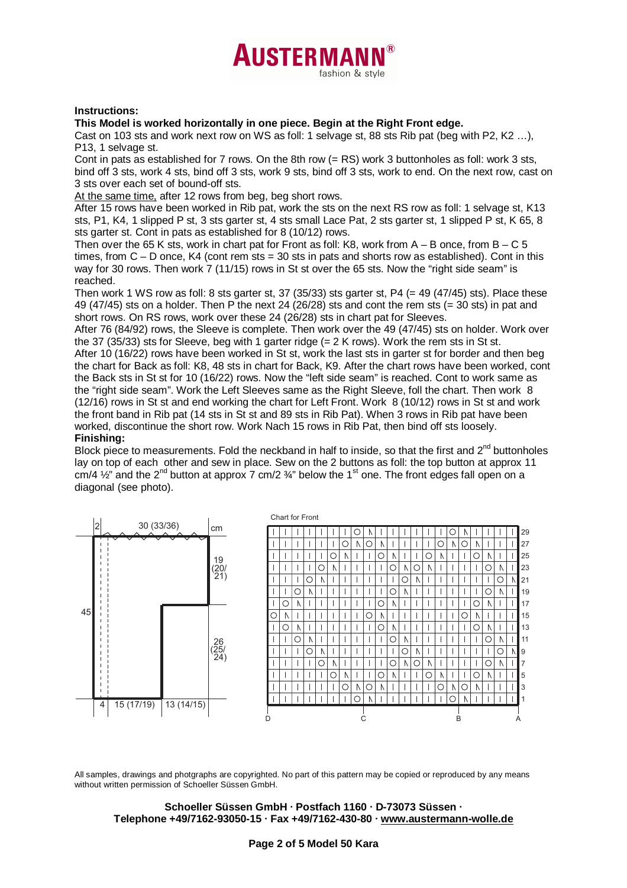**Instructions:**

**This Model is worked horizontally in one piece. Begin at the Right Front edge.**

Cast on 103 sts and work next row on WS as foll: 1 selvage st, 88 sts Rib pat (beg with P2, K2 …), P13, 1 selvage st.

Cont in pats as established for 7 rows. On the 8th row (= RS) work 3 buttonholes as foll: work 3 sts, bind off 3 sts, work 4 sts, bind off 3 sts, work 9 sts, bind off 3 sts, work to end. On the next row, cast on 3 sts over each set of bound-off sts.

At the same time, after 12 rows from beg, beg short rows.

After 15 rows have been worked in Rib pat, work the sts on the next RS row as foll: 1 selvage st, K13 sts, P1, K4, 1 slipped P st, 3 sts garter st, 4 sts small Lace Pat, 2 sts garter st, 1 slipped P st, K 65, 8 sts garter st. Cont in pats as established for 8 (10/12) rows.

Then over the 65 K sts, work in chart pat for Front as foll: K8, work from A – B once, from B – C 5 times, from C – D once, K4 (cont rem sts = 30 sts in pats and shorts row as established). Cont in this way for 30 rows. Then work 7 (11/15) rows in St st over the 65 sts. Now the "right side seam" is reached.

Then work 1 WS row as foll: 8 sts garter st, 37 (35/33) sts garter st, P4 (= 49 (47/45) sts). Place these 49 (47/45) sts on a holder. Then P the next 24 (26/28) sts and cont the rem sts (= 30 sts) in pat and short rows. On RS rows, work over these 24 (26/28) sts in chart pat for Sleeves.

After 76 (84/92) rows, the Sleeve is complete. Then work over the 49 (47/45) sts on holder. Work over the 37 (35/33) sts for Sleeve, beg with 1 garter ridge (= 2 K rows). Work the rem sts in St st.

After 10 (16/22) rows have been worked in St st, work the last sts in garter st for border and then beg the chart for Back as foll: K8, 48 sts in chart for Back, K9. After the chart rows have been worked, cont the Back sts in St st for 10 (16/22) rows. Now the "left side seam" is reached. Cont to work same as the "right side seam". Work the Left Sleeves same as the Right Sleeve, foll the chart. Then work 8 (12/16) rows in St st and end working the chart for Left Front. Work 8 (10/12) rows in St st and work the front band in Rib pat (14 sts in St st and 89 sts in Rib Pat). When 3 rows in Rib pat have been worked, discontinue the short row. Work Nach 15 rows in Rib Pat, then bind off sts loosely.

**Finishing:**

Block piece to measurements. Fold the neckband in half to inside, so that the first and 2nd buttonholes lay on top of each other and sew in place. Sew on the 2 buttons as foll: the top button at approx 11 cm/4 ½" and the 2nd button at approx 7 cm/2 ¾" below the 1st one. The front edges fall open on a diagonal (see photo).

Schematic measurements (cm): 2 | 30 (33/36) | 19 (20/21) | 45 | 26 (25/24) | 4 | 15 (17/19) | 13 (14/15)

Chart for Front

All samples, drawings and photgraphs are copyrighted. No part of this pattern may be copied or reproduced by any means without written permission of Schoeller Süssen GmbH.

**Schoeller Süssen GmbH · Postfach 1160 · D-73073 Süssen · Telephone +49/7162-93050-15 · Fax +49/7162-430-80 · www.austermann-wolle.de**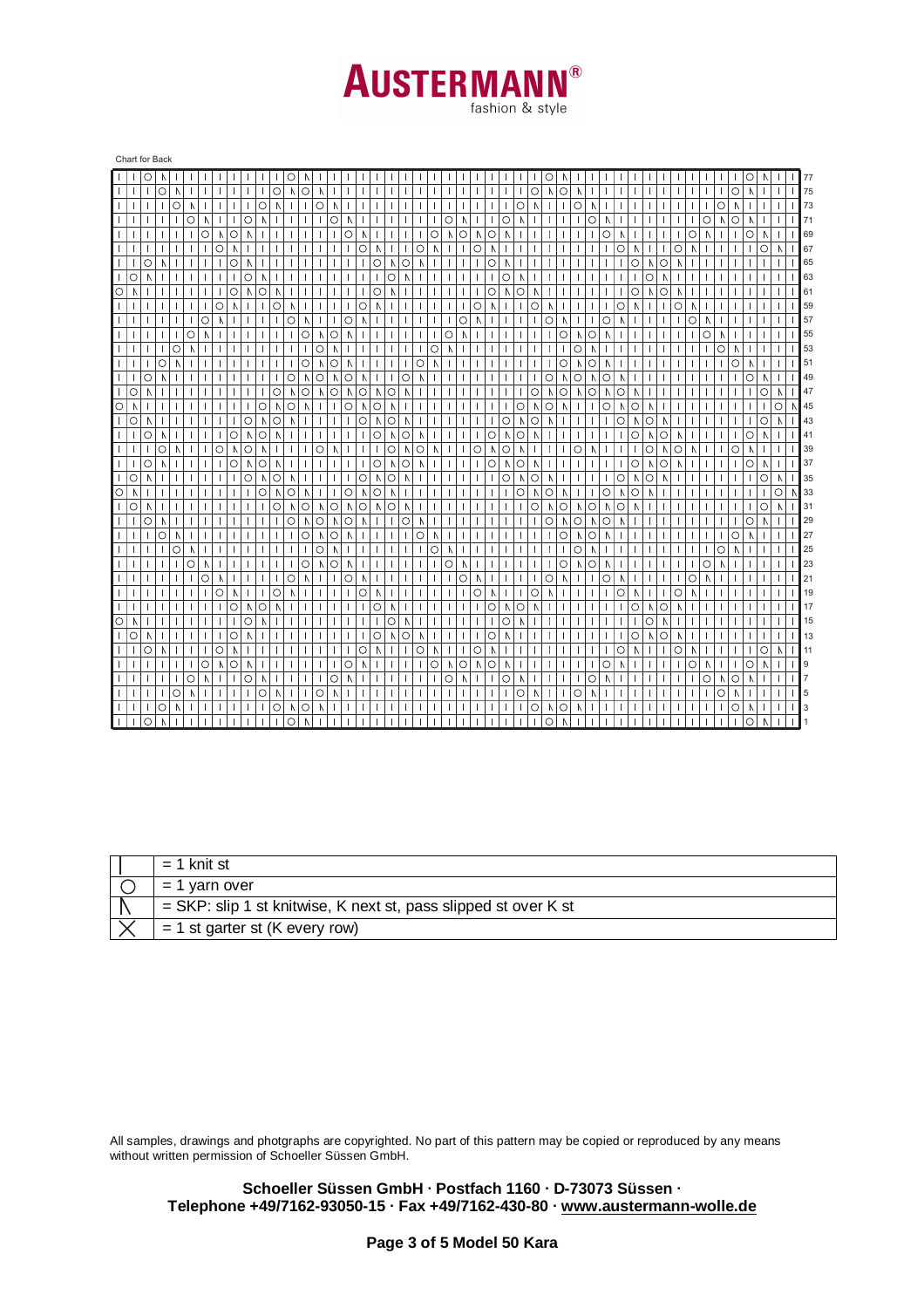Chart for Back

| Symbol | Meaning |
| --- | --- |
| I | = 1 knit st |
| ○ | = 1 yarn over |
| ⋀ | = SKP: slip 1 st knitwise, K next st, pass slipped st over K st |
| X | = 1 st garter st (K every row) |

All samples, drawings and photgraphs are copyrighted. No part of this pattern may be copied or reproduced by any means without written permission of Schoeller Süssen GmbH.

**Schoeller Süssen GmbH · Postfach 1160 · D-73073 Süssen · Telephone +49/7162-93050-15 · Fax +49/7162-430-80 · www.austermann-wolle.de**

**Model 50 Kara**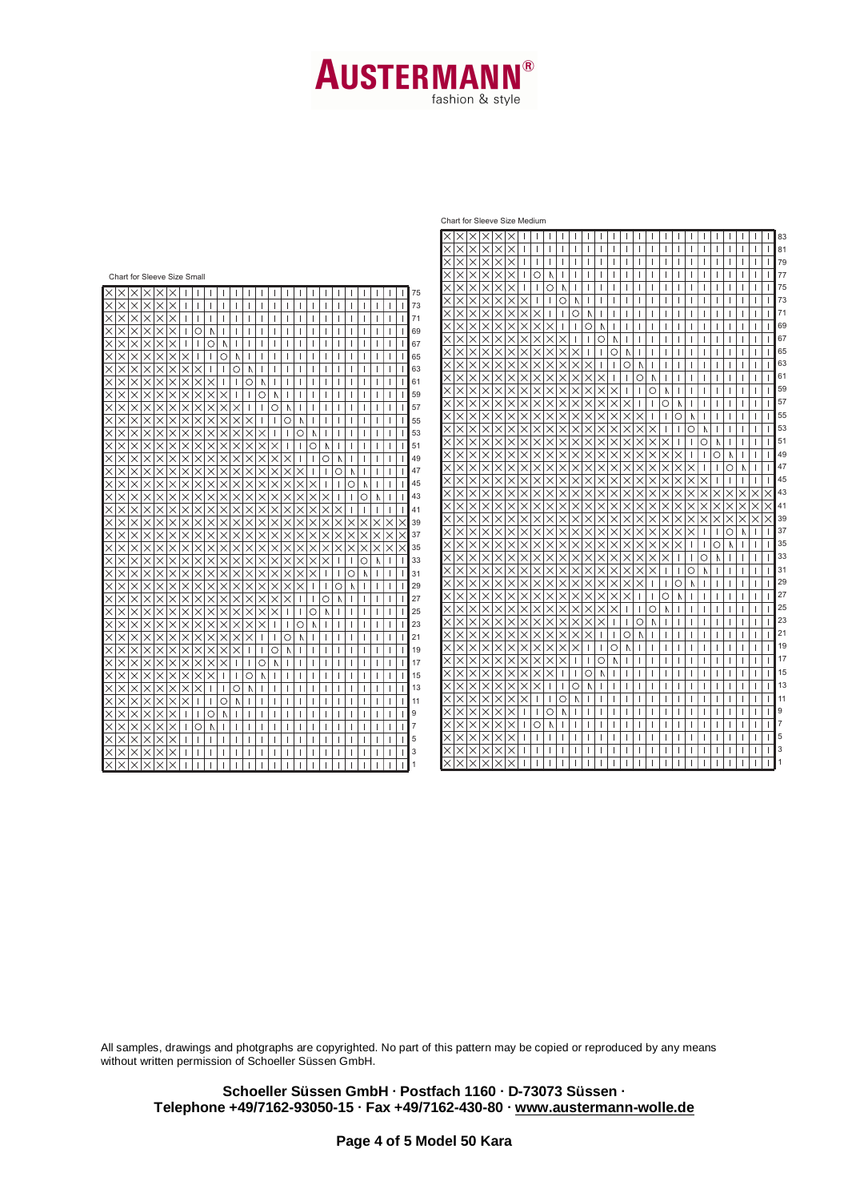# AUSTERMANN®

fashion & style

Chart for Sleeve Size Small

Chart for Sleeve Size Medium

All samples, drawings and photgraphs are copyrighted. No part of this pattern may be copied or reproduced by any means without written permission of Schoeller Süssen GmbH.

**Schoeller Süssen GmbH · Postfach 1160 · D-73073 Süssen ·**
**Telephone +49/7162-93050-15 · Fax +49/7162-430-80 · www.austermann-wolle.de**

**Page 4 of 5 Model 50 Kara**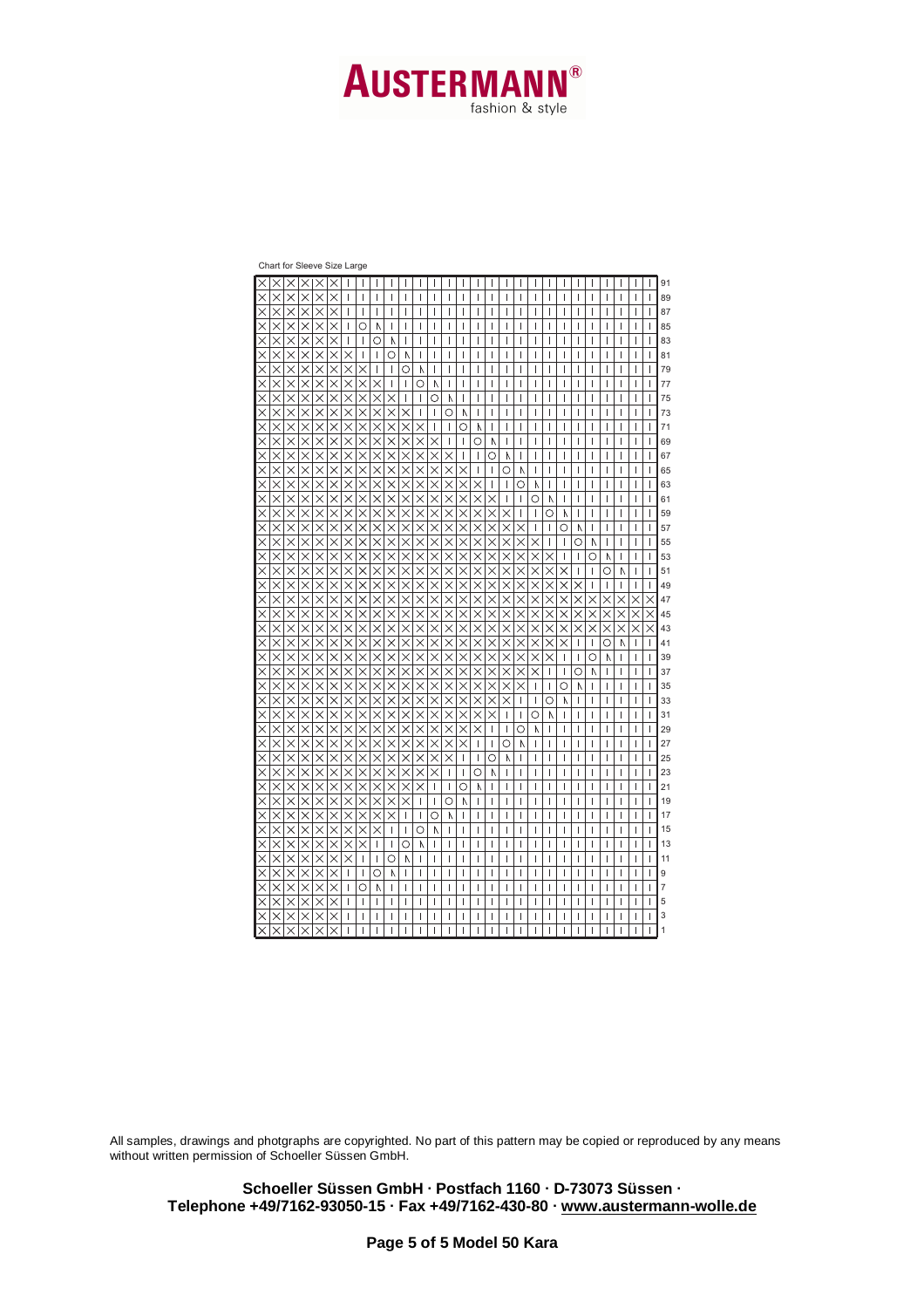Chart for Sleeve Size Large

91
89
87
85
83
81
79
77
75
73
71
69
67
65
63
61
59
57
55
53
51
49
47
45
43
41
39
37
35
33
31
29
27
25
23
21
19
17
15
13
11
9
7
5
3
1

All samples, drawings and photgraphs are copyrighted. No part of this pattern may be copied or reproduced by any means without written permission of Schoeller Süssen GmbH.

**Schoeller Süssen GmbH · Postfach 1160 · D-73073 Süssen ·**
**Telephone +49/7162-93050-15 · Fax +49/7162-430-80 · www.austermann-wolle.de**

**Page 5 of 5 Model 50 Kara**